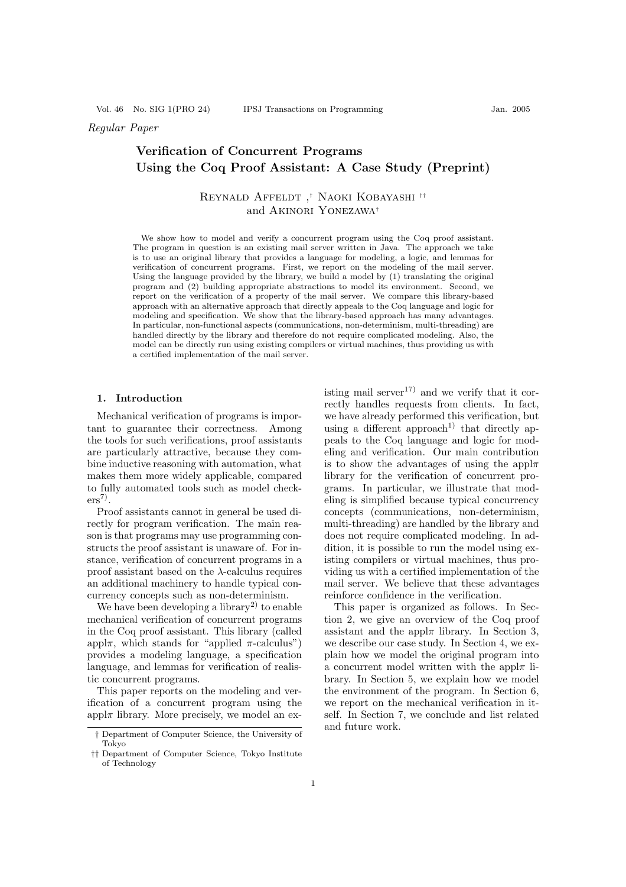*Regular Paper*

# Verification of Concurrent Programs Using the Coq Proof Assistant: A Case Study (Preprint)

Reynald Affeldt ,[†] Naoki Kobayashi [††] and Akinori Yonezawa[†]

We show how to model and verify a concurrent program using the Coq proof assistant. The program in question is an existing mail server written in Java. The approach we take is to use an original library that provides a language for modeling, a logic, and lemmas for verification of concurrent programs. First, we report on the modeling of the mail server. Using the language provided by the library, we build a model by (1) translating the original program and (2) building appropriate abstractions to model its environment. Second, we report on the verification of a property of the mail server. We compare this library-based approach with an alternative approach that directly appeals to the Coq language and logic for modeling and specification. We show that the library-based approach has many advantages. In particular, non-functional aspects (communications, non-determinism, multi-threading) are handled directly by the library and therefore do not require complicated modeling. Also, the model can be directly run using existing compilers or virtual machines, thus providing us with a certified implementation of the mail server.

## 1. Introduction

Mechanical verification of programs is important to guarantee their correctness. Among the tools for such verifications, proof assistants are particularly attractive, because they combine inductive reasoning with automation, what makes them more widely applicable, compared to fully automated tools such as model checkers[7].

Proof assistants cannot in general be used directly for program verification. The main reason is that programs may use programming constructs the proof assistant is unaware of. For instance, verification of concurrent programs in a proof assistant based on the $\lambda$-calculus requires an additional machinery to handle typical concurrency concepts such as non-determinism.

We have been developing a library[2] to enable mechanical verification of concurrent programs in the Coq proof assistant. This library (called appl$\pi$, which stands for "applied $\pi$-calculus") provides a modeling language, a specification language, and lemmas for verification of realistic concurrent programs.

This paper reports on the modeling and verification of a concurrent program using the appl$\pi$ library. More precisely, we model an existing mail server[17] and we verify that it correctly handles requests from clients. In fact, we have already performed this verification, but using a different approach[1] that directly appeals to the Coq language and logic for modeling and verification. Our main contribution is to show the advantages of using the appl$\pi$ library for the verification of concurrent programs. In particular, we illustrate that modeling is simplified because typical concurrency concepts (communications, non-determinism, multi-threading) are handled by the library and does not require complicated modeling. In addition, it is possible to run the model using existing compilers or virtual machines, thus providing us with a certified implementation of the mail server. We believe that these advantages reinforce confidence in the verification.

This paper is organized as follows. In Section 2, we give an overview of the Coq proof assistant and the appl$\pi$ library. In Section 3, we describe our case study. In Section 4, we explain how we model the original program into a concurrent model written with the appl$\pi$ library. In Section 5, we explain how we model the environment of the program. In Section 6, we report on the mechanical verification in itself. In Section 7, we conclude and list related and future work.

† Department of Computer Science, the University of Tokyo

†† Department of Computer Science, Tokyo Institute of Technology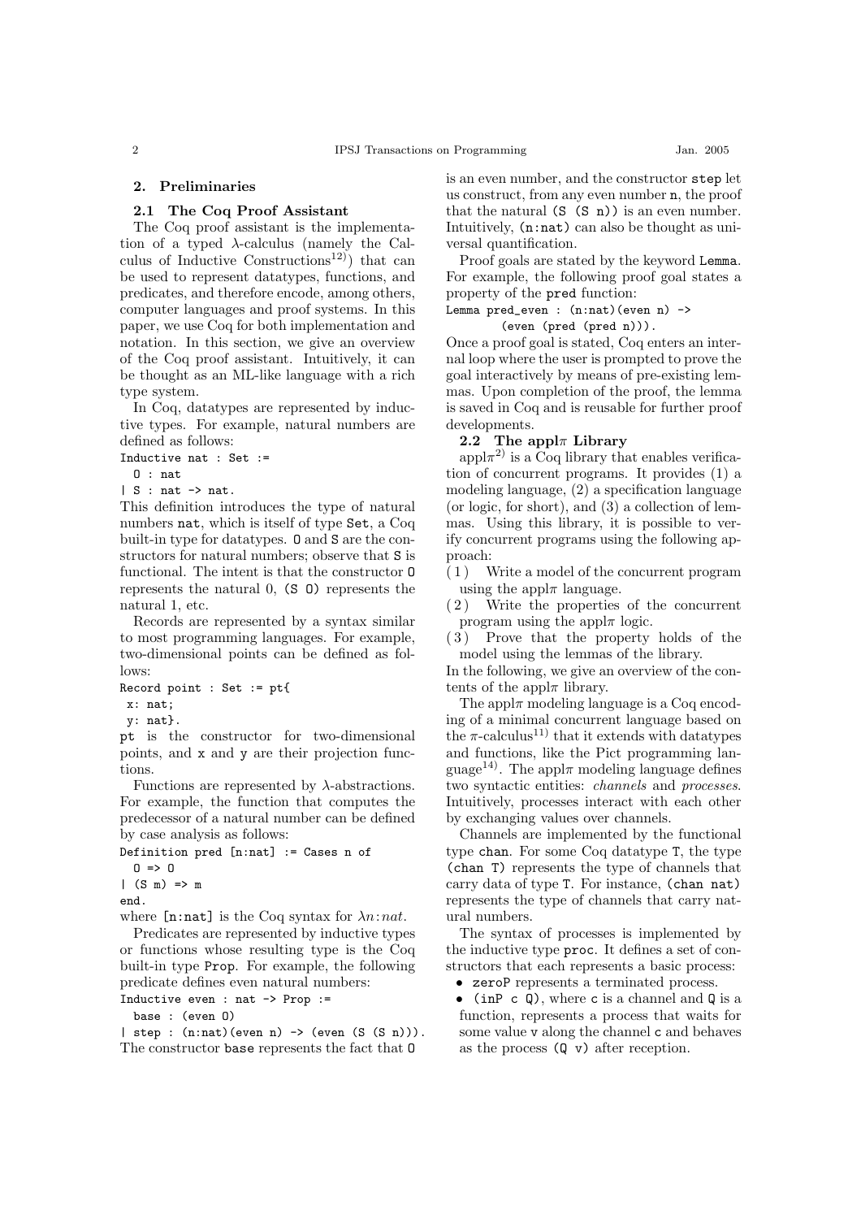## 2. Preliminaries

### 2.1 The Coq Proof Assistant

The Coq proof assistant is the implementation of a typed $\lambda$-calculus (namely the Calculus of Inductive Constructions[12]) that can be used to represent datatypes, functions, and predicates, and therefore encode, among others, computer languages and proof systems. In this paper, we use Coq for both implementation and notation. In this section, we give an overview of the Coq proof assistant. Intuitively, it can be thought as an ML-like language with a rich type system.

In Coq, datatypes are represented by inductive types. For example, natural numbers are defined as follows:

```
Inductive nat : Set :=
  O : nat
| S : nat -> nat.
```

This definition introduces the type of natural numbers `nat`, which is itself of type `Set`, a Coq built-in type for datatypes. `O` and `S` are the constructors for natural numbers; observe that `S` is functional. The intent is that the constructor `O` represents the natural 0, `(S O)` represents the natural 1, etc.

Records are represented by a syntax similar to most programming languages. For example, two-dimensional points can be defined as follows:

```
Record point : Set := pt{
 x: nat;
 y: nat}.
```

`pt` is the constructor for two-dimensional points, and `x` and `y` are their projection functions.

Functions are represented by $\lambda$-abstractions. For example, the function that computes the predecessor of a natural number can be defined by case analysis as follows:

```
Definition pred [n:nat] := Cases n of
  O => O
| (S m) => m
end.
```

where `[n:nat]` is the Coq syntax for $\lambda n\!:\!nat$.

Predicates are represented by inductive types or functions whose resulting type is the Coq built-in type `Prop`. For example, the following predicate defines even natural numbers:

```
Inductive even : nat -> Prop :=
  base : (even O)
| step : (n:nat)(even n) -> (even (S (S n))).
```

The constructor `base` represents the fact that `O` is an even number, and the constructor `step` let us construct, from any even number `n`, the proof that the natural `(S (S n))` is an even number. Intuitively, `(n:nat)` can also be thought as universal quantification.

Proof goals are stated by the keyword `Lemma`. For example, the following proof goal states a property of the `pred` function:

```
Lemma pred_even : (n:nat)(even n) ->
        (even (pred (pred n))).
```

Once a proof goal is stated, Coq enters an internal loop where the user is prompted to prove the goal interactively by means of pre-existing lemmas. Upon completion of the proof, the lemma is saved in Coq and is reusable for further proof developments.

### 2.2 The appl$\pi$ Library

appl$\pi$[2] is a Coq library that enables verification of concurrent programs. It provides (1) a modeling language, (2) a specification language (or logic, for short), and (3) a collection of lemmas. Using this library, it is possible to verify concurrent programs using the following approach:

(1) Write a model of the concurrent program using the appl$\pi$ language.

(2) Write the properties of the concurrent program using the appl$\pi$ logic.

(3) Prove that the property holds of the model using the lemmas of the library.

In the following, we give an overview of the contents of the appl$\pi$ library.

The appl$\pi$ modeling language is a Coq encoding of a minimal concurrent language based on the $\pi$-calculus[11] that it extends with datatypes and functions, like the Pict programming language[14]. The appl$\pi$ modeling language defines two syntactic entities: *channels* and *processes*. Intuitively, processes interact with each other by exchanging values over channels.

Channels are implemented by the functional type `chan`. For some Coq datatype `T`, the type `(chan T)` represents the type of channels that carry data of type `T`. For instance, `(chan nat)` represents the type of channels that carry natural numbers.

The syntax of processes is implemented by the inductive type `proc`. It defines a set of constructors that each represents a basic process:

- `zeroP` represents a terminated process.
- `(inP c Q)`, where `c` is a channel and `Q` is a function, represents a process that waits for some value `v` along the channel `c` and behaves as the process `(Q v)` after reception.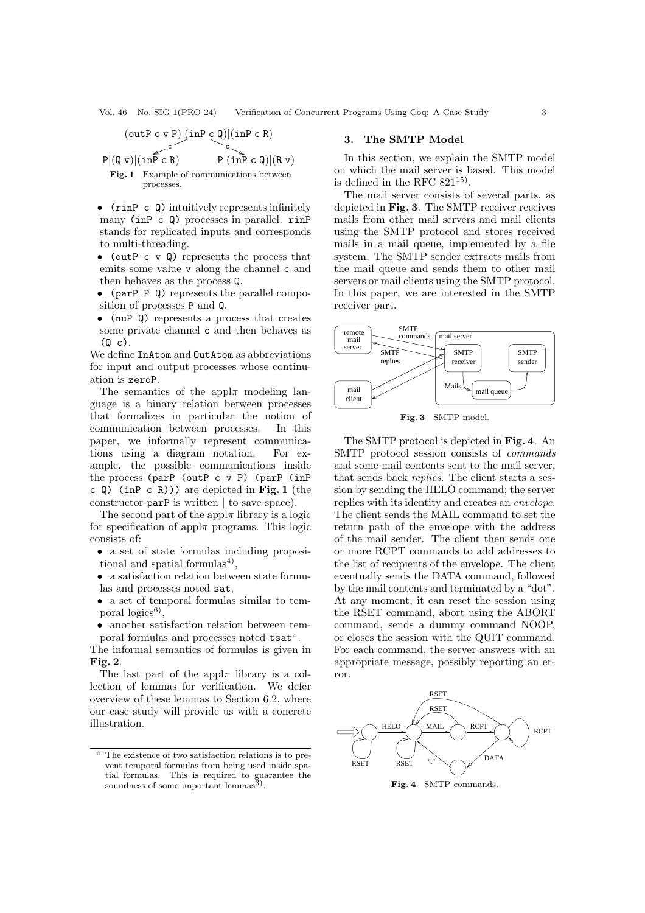(outP c v P)|(inP c Q)|(inP c R)

P|(Q v)|(inP c R)    P|(inP c Q)|(R v)

**Fig. 1** Example of communications between processes.

- (rinP c Q) intuitively represents infinitely many (inP c Q) processes in parallel. rinP stands for replicated inputs and corresponds to multi-threading.
- (outP c v Q) represents the process that emits some value v along the channel c and then behaves as the process Q.
- (parP P Q) represents the parallel composition of processes P and Q.
- (nuP Q) represents a process that creates some private channel c and then behaves as (Q c).

We define InAtom and OutAtom as abbreviations for input and output processes whose continuation is zeroP.

The semantics of the appl$\pi$ modeling language is a binary relation between processes that formalizes in particular the notion of communication between processes. In this paper, we informally represent communications using a diagram notation. For example, the possible communications inside the process (parP (outP c v P) (parP (inP c Q) (inP c R))) are depicted in **Fig. 1** (the constructor parP is written | to save space).

The second part of the appl$\pi$ library is a logic for specification of appl$\pi$ programs. This logic consists of:

- a set of state formulas including propositional and spatial formulas[4)],
- a satisfaction relation between state formulas and processes noted sat,
- a set of temporal formulas similar to temporal logics[6)],
- another satisfaction relation between temporal formulas and processes noted tsat[☆].

The informal semantics of formulas is given in **Fig. 2**.

The last part of the appl$\pi$ library is a collection of lemmas for verification. We defer overview of these lemmas to Section 6.2, where our case study will provide us with a concrete illustration.

☆ The existence of two satisfaction relations is to prevent temporal formulas from being used inside spatial formulas. This is required to guarantee the soundness of some important lemmas[3)].

## 3. The SMTP Model

In this section, we explain the SMTP model on which the mail server is based. This model is defined in the RFC 821[15)].

The mail server consists of several parts, as depicted in **Fig. 3**. The SMTP receiver receives mails from other mail servers and mail clients using the SMTP protocol and stores received mails in a mail queue, implemented by a file system. The SMTP sender extracts mails from the mail queue and sends them to other mail servers or mail clients using the SMTP protocol. In this paper, we are interested in the SMTP receiver part.

**Fig. 3** SMTP model.

The SMTP protocol is depicted in **Fig. 4**. An SMTP protocol session consists of *commands* and some mail contents sent to the mail server, that sends back *replies*. The client starts a session by sending the HELO command; the server replies with its identity and creates an *envelope*. The client sends the MAIL command to set the return path of the envelope with the address of the mail sender. The client then sends one or more RCPT commands to add addresses to the list of recipients of the envelope. The client eventually sends the DATA command, followed by the mail contents and terminated by a "dot". At any moment, it can reset the session using the RSET command, abort using the ABORT command, sends a dummy command NOOP, or closes the session with the QUIT command. For each command, the server answers with an appropriate message, possibly reporting an error.

**Fig. 4** SMTP commands.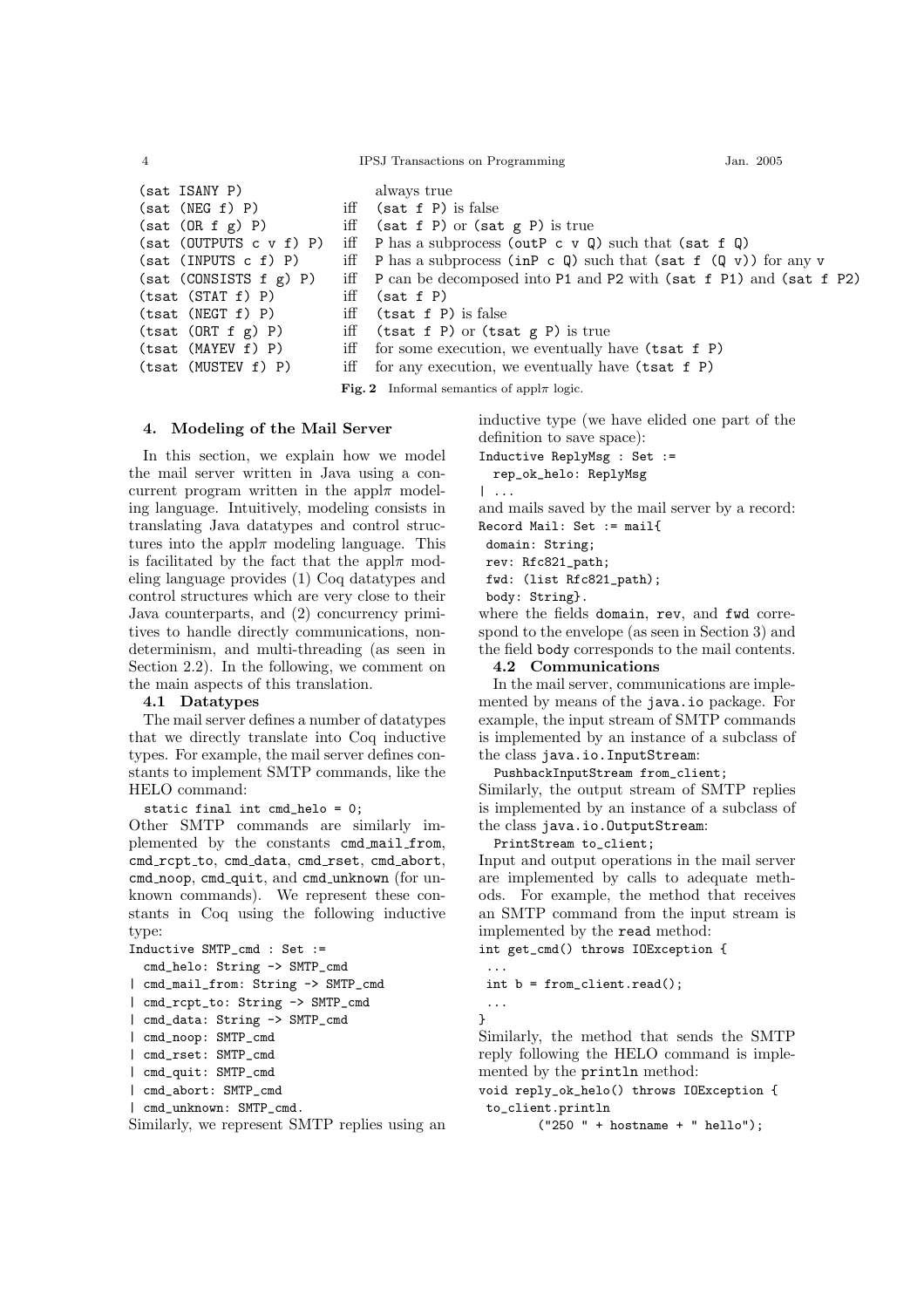| | | |
|---|---|---|
| (sat ISANY P) | | always true |
| (sat (NEG f) P) | iff | (sat f P) is false |
| (sat (OR f g) P) | iff | (sat f P) or (sat g P) is true |
| (sat (OUTPUTS c v f) P) | iff | P has a subprocess (outP c v Q) such that (sat f Q) |
| (sat (INPUTS c f) P) | iff | P has a subprocess (inP c Q) such that (sat f (Q v)) for any v |
| (sat (CONSISTS f g) P) | iff | P can be decomposed into P1 and P2 with (sat f P1) and (sat f P2) |
| (tsat (STAT f) P) | iff | (sat f P) |
| (tsat (NEGT f) P) | iff | (tsat f P) is false |
| (tsat (ORT f g) P) | iff | (tsat f P) or (tsat g P) is true |
| (tsat (MAYEV f) P) | iff | for some execution, we eventually have (tsat f P) |
| (tsat (MUSTEV f) P) | iff | for any execution, we eventually have (tsat f P) |

**Fig. 2** Informal semantics of appl$\pi$ logic.

## 4. Modeling of the Mail Server

In this section, we explain how we model the mail server written in Java using a concurrent program written in the appl$\pi$ modeling language. Intuitively, modeling consists in translating Java datatypes and control structures into the appl$\pi$ modeling language. This is facilitated by the fact that the appl$\pi$ modeling language provides (1) Coq datatypes and control structures which are very close to their Java counterparts, and (2) concurrency primitives to handle directly communications, nondeterminism, and multi-threading (as seen in Section 2.2). In the following, we comment on the main aspects of this translation.

### 4.1 Datatypes

The mail server defines a number of datatypes that we directly translate into Coq inductive types. For example, the mail server defines constants to implement SMTP commands, like the HELO command:

```
static final int cmd_helo = 0;
```

Other SMTP commands are similarly implemented by the constants cmd_mail_from, cmd_rcpt_to, cmd_data, cmd_rset, cmd_abort, cmd_noop, cmd_quit, and cmd_unknown (for unknown commands). We represent these constants in Coq using the following inductive type:

```
Inductive SMTP_cmd : Set :=
  cmd_helo: String -> SMTP_cmd
| cmd_mail_from: String -> SMTP_cmd
| cmd_rcpt_to: String -> SMTP_cmd
| cmd_data: String -> SMTP_cmd
| cmd_noop: SMTP_cmd
| cmd_rset: SMTP_cmd
| cmd_quit: SMTP_cmd
| cmd_abort: SMTP_cmd
| cmd_unknown: SMTP_cmd.
```

Similarly, we represent SMTP replies using an inductive type (we have elided one part of the definition to save space):

```
Inductive ReplyMsg : Set :=
  rep_ok_helo: ReplyMsg
| ...
```

and mails saved by the mail server by a record:

```
Record Mail: Set := mail{
 domain: String;
 rev: Rfc821_path;
 fwd: (list Rfc821_path);
 body: String}.
```

where the fields domain, rev, and fwd correspond to the envelope (as seen in Section 3) and the field body corresponds to the mail contents.

### 4.2 Communications

In the mail server, communications are implemented by means of the java.io package. For example, the input stream of SMTP commands is implemented by an instance of a subclass of the class java.io.InputStream:

```
PushbackInputStream from_client;
```

Similarly, the output stream of SMTP replies is implemented by an instance of a subclass of the class java.io.OutputStream:

```
PrintStream to_client;
```

Input and output operations in the mail server are implemented by calls to adequate methods. For example, the method that receives an SMTP command from the input stream is implemented by the read method:

```
int get_cmd() throws IOException {
 ...
 int b = from_client.read();
 ...
}
```

Similarly, the method that sends the SMTP reply following the HELO command is implemented by the println method:

```
void reply_ok_helo() throws IOException {
 to_client.println
       ("250 " + hostname + " hello");
```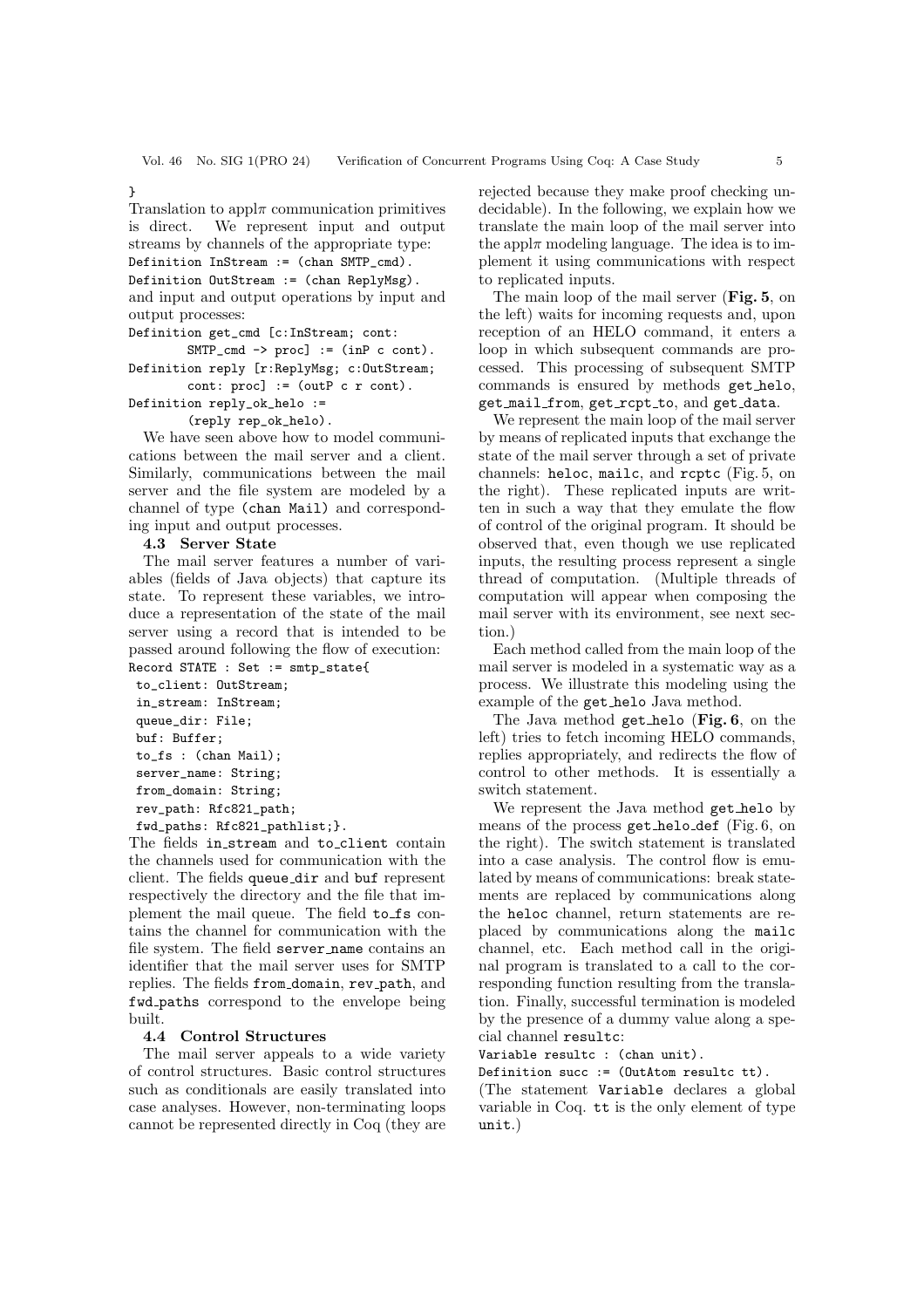```
}
```

Translation to appl$\pi$ communication primitives is direct. We represent input and output streams by channels of the appropriate type:

```
Definition InStream := (chan SMTP_cmd).
Definition OutStream := (chan ReplyMsg).
```

and input and output operations by input and output processes:

```
Definition get_cmd [c:InStream; cont:
        SMTP_cmd -> proc] := (inP c cont).
Definition reply [r:ReplyMsg; c:OutStream;
        cont: proc] := (outP c r cont).
Definition reply_ok_helo :=
        (reply rep_ok_helo).
```

We have seen above how to model communications between the mail server and a client. Similarly, communications between the mail server and the file system are modeled by a channel of type (chan Mail) and corresponding input and output processes.

### 4.3 Server State

The mail server features a number of variables (fields of Java objects) that capture its state. To represent these variables, we introduce a representation of the state of the mail server using a record that is intended to be passed around following the flow of execution:

```
Record STATE : Set := smtp_state{
 to_client: OutStream;
 in_stream: InStream;
 queue_dir: File;
 buf: Buffer;
 to_fs : (chan Mail);
 server_name: String;
 from_domain: String;
 rev_path: Rfc821_path;
 fwd_paths: Rfc821_pathlist;}.
```

The fields in_stream and to_client contain the channels used for communication with the client. The fields queue_dir and buf represent respectively the directory and the file that implement the mail queue. The field to_fs contains the channel for communication with the file system. The field server_name contains an identifier that the mail server uses for SMTP replies. The fields from_domain, rev_path, and fwd_paths correspond to the envelope being built.

### 4.4 Control Structures

The mail server appeals to a wide variety of control structures. Basic control structures such as conditionals are easily translated into case analyses. However, non-terminating loops cannot be represented directly in Coq (they are rejected because they make proof checking undecidable). In the following, we explain how we translate the main loop of the mail server into the appl$\pi$ modeling language. The idea is to implement it using communications with respect to replicated inputs.

The main loop of the mail server (**Fig. 5**, on the left) waits for incoming requests and, upon reception of an HELO command, it enters a loop in which subsequent commands are processed. This processing of subsequent SMTP commands is ensured by methods get_helo, get_mail_from, get_rcpt_to, and get_data.

We represent the main loop of the mail server by means of replicated inputs that exchange the state of the mail server through a set of private channels: heloc, mailc, and rcptc (Fig. 5, on the right). These replicated inputs are written in such a way that they emulate the flow of control of the original program. It should be observed that, even though we use replicated inputs, the resulting process represent a single thread of computation. (Multiple threads of computation will appear when composing the mail server with its environment, see next section.)

Each method called from the main loop of the mail server is modeled in a systematic way as a process. We illustrate this modeling using the example of the get_helo Java method.

The Java method get_helo (**Fig. 6**, on the left) tries to fetch incoming HELO commands, replies appropriately, and redirects the flow of control to other methods. It is essentially a switch statement.

We represent the Java method get_helo by means of the process get_helo_def (Fig. 6, on the right). The switch statement is translated into a case analysis. The control flow is emulated by means of communications: break statements are replaced by communications along the heloc channel, return statements are replaced by communications along the mailc channel, etc. Each method call in the original program is translated to a call to the corresponding function resulting from the translation. Finally, successful termination is modeled by the presence of a dummy value along a special channel resultc:

```
Variable resultc : (chan unit).
Definition succ := (OutAtom resultc tt).
```

(The statement Variable declares a global variable in Coq. tt is the only element of type unit.)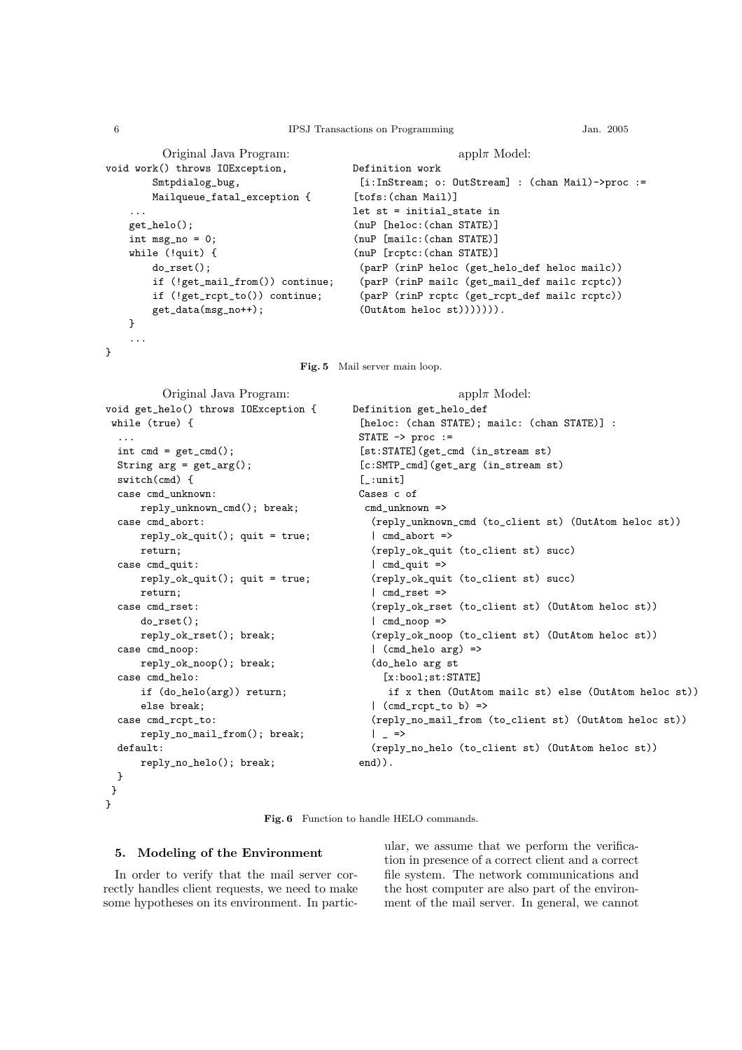Original Java Program:

```
void work() throws IOException,
        Smtpdialog_bug,
        Mailqueue_fatal_exception {
    ...
    get_helo();
    int msg_no = 0;
    while (!quit) {
        do_rset();
        if (!get_mail_from()) continue;
        if (!get_rcpt_to()) continue;
        get_data(msg_no++);
    }
    ...
}
```

applπ Model:

```
Definition work
 [i:InStream; o: OutStream] : (chan Mail)->proc :=
[tofs:(chan Mail)]
let st = initial_state in
(nuP [heloc:(chan STATE)]
(nuP [mailc:(chan STATE)]
(nuP [rcptc:(chan STATE)]
 (parP (rinP heloc (get_helo_def heloc mailc))
 (parP (rinP mailc (get_mail_def mailc rcptc))
 (parP (rinP rcptc (get_rcpt_def mailc rcptc))
 (OutAtom heloc st))))))).
```

**Fig. 5** Mail server main loop.

Original Java Program:

```
void get_helo() throws IOException {
 while (true) {
  ...
  int cmd = get_cmd();
  String arg = get_arg();
  switch(cmd) {
  case cmd_unknown:
      reply_unknown_cmd(); break;
  case cmd_abort:
      reply_ok_quit(); quit = true;
      return;
  case cmd_quit:
      reply_ok_quit(); quit = true;
      return;
  case cmd_rset:
      do_rset();
      reply_ok_rset(); break;
  case cmd_noop:
      reply_ok_noop(); break;
  case cmd_helo:
      if (do_helo(arg)) return;
      else break;
  case cmd_rcpt_to:
      reply_no_mail_from(); break;
  default:
      reply_no_helo(); break;
  }
 }
}
```

applπ Model:

```
Definition get_helo_def
 [heloc: (chan STATE); mailc: (chan STATE)] :
 STATE -> proc :=
 [st:STATE](get_cmd (in_stream st)
 [c:SMTP_cmd](get_arg (in_stream st)
 [_:unit]
 Cases c of
  cmd_unknown =>
   (reply_unknown_cmd (to_client st) (OutAtom heloc st))
   | cmd_abort =>
   (reply_ok_quit (to_client st) succ)
   | cmd_quit =>
   (reply_ok_quit (to_client st) succ)
   | cmd_rset =>
   (reply_ok_rset (to_client st) (OutAtom heloc st))
   | cmd_noop =>
   (reply_ok_noop (to_client st) (OutAtom heloc st))
   | (cmd_helo arg) =>
   (do_helo arg st
     [x:bool;st:STATE]
      if x then (OutAtom mailc st) else (OutAtom heloc st))
   | (cmd_rcpt_to b) =>
   (reply_no_mail_from (to_client st) (OutAtom heloc st))
   | _ =>
   (reply_no_helo (to_client st) (OutAtom heloc st))
 end)).
```

**Fig. 6** Function to handle HELO commands.

## 5. Modeling of the Environment

In order to verify that the mail server correctly handles client requests, we need to make some hypotheses on its environment. In particular, we assume that we perform the verification in presence of a correct client and a correct file system. The network communications and the host computer are also part of the environment of the mail server. In general, we cannot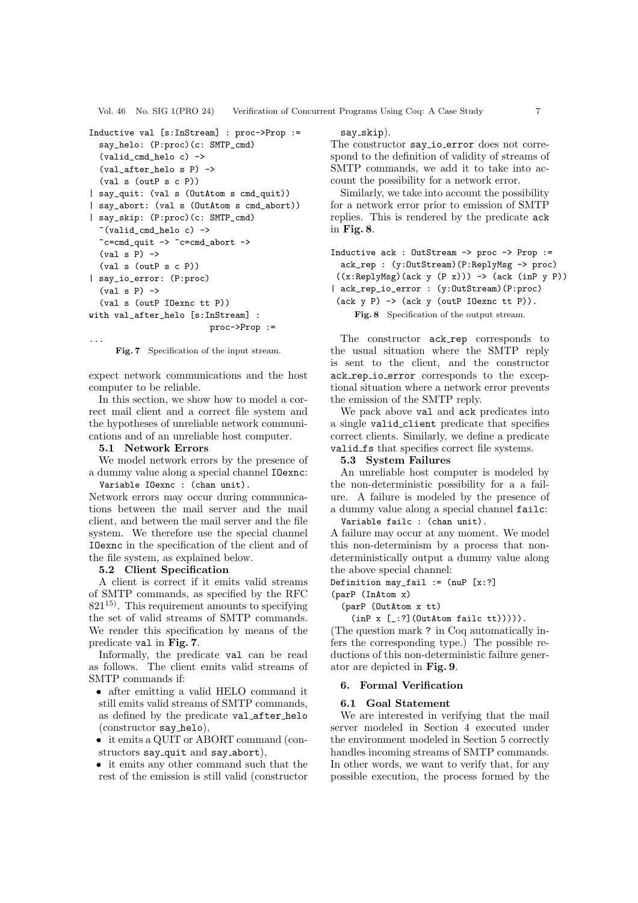```
Inductive val [s:InStream] : proc->Prop :=
  say_helo: (P:proc)(c: SMTP_cmd)
  (valid_cmd_helo c) ->
  (val_after_helo s P) ->
  (val s (outP s c P))
| say_quit: (val s (OutAtom s cmd_quit))
| say_abort: (val s (OutAtom s cmd_abort))
| say_skip: (P:proc)(c: SMTP_cmd)
  ~(valid_cmd_helo c) ->
  ~c=cmd_quit -> ~c=cmd_abort ->
  (val s P) ->
  (val s (outP s c P))
| say_io_error: (P:proc)
  (val s P) ->
  (val s (outP IOexnc tt P))
with val_after_helo [s:InStream] :
                        proc->Prop :=
...
```

**Fig. 7** Specification of the input stream.

expect network communications and the host computer to be reliable.

In this section, we show how to model a correct mail client and a correct file system and the hypotheses of unreliable network communications and of an unreliable host computer.

### 5.1 Network Errors

We model network errors by the presence of a dummy value along a special channel IOexnc:

```
Variable IOexnc : (chan unit).
```

Network errors may occur during communications between the mail server and the mail client, and between the mail server and the file system. We therefore use the special channel IOexnc in the specification of the client and of the file system, as explained below.

### 5.2 Client Specification

A client is correct if it emits valid streams of SMTP commands, as specified by the RFC 821[15]. This requirement amounts to specifying the set of valid streams of SMTP commands. We render this specification by means of the predicate val in **Fig. 7**.

Informally, the predicate val can be read as follows. The client emits valid streams of SMTP commands if:

- after emitting a valid HELO command it still emits valid streams of SMTP commands, as defined by the predicate val_after_helo (constructor say_helo),
- it emits a QUIT or ABORT command (constructors say_quit and say_abort),
- it emits any other command such that the rest of the emission is still valid (constructor say_skip).

The constructor say_io_error does not correspond to the definition of validity of streams of SMTP commands, we add it to take into account the possibility for a network error.

Similarly, we take into account the possibility for a network error prior to emission of SMTP replies. This is rendered by the predicate ack in **Fig. 8**.

```
Inductive ack : OutStream -> proc -> Prop :=
  ack_rep : (y:OutStream)(P:ReplyMsg -> proc)
 ((x:ReplyMsg)(ack y (P x))) -> (ack (inP y P))
| ack_rep_io_error : (y:OutStream)(P:proc)
 (ack y P) -> (ack y (outP IOexnc tt P)).
```

**Fig. 8** Specification of the output stream.

The constructor ack_rep corresponds to the usual situation where the SMTP reply is sent to the client, and the constructor ack_rep_io_error corresponds to the exceptional situation where a network error prevents the emission of the SMTP reply.

We pack above val and ack predicates into a single valid_client predicate that specifies correct clients. Similarly, we define a predicate valid_fs that specifies correct file systems.

### 5.3 System Failures

An unreliable host computer is modeled by the non-deterministic possibility for a a failure. A failure is modeled by the presence of a dummy value along a special channel failc:

```
Variable failc : (chan unit).
```

A failure may occur at any moment. We model this non-determinism by a process that non-deterministically output a dummy value along the above special channel:

```
Definition may_fail := (nuP [x:?]
(parP (InAtom x)
  (parP (OutAtom x tt)
    (inP x [_:?](OutAtom failc tt))))).
```

(The question mark ? in Coq automatically infers the corresponding type.) The possible reductions of this non-deterministic failure generator are depicted in **Fig. 9**.

## 6. Formal Verification

### 6.1 Goal Statement

We are interested in verifying that the mail server modeled in Section 4 executed under the environment modeled in Section 5 correctly handles incoming streams of SMTP commands. In other words, we want to verify that, for any possible execution, the process formed by the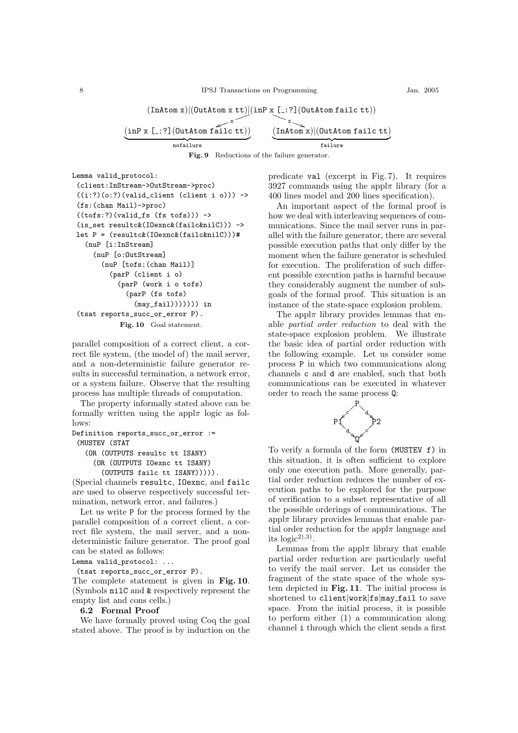```
(InAtom x)|(OutAtom x tt)|(inP x [_:?](OutAtom failc tt))
            x ↙                              ↘ x
(inP x [_:?](OutAtom failc tt))      (InAtom x)|(OutAtom failc tt)
          nofailure                            failure
```

**Fig. 9** Reductions of the failure generator.

```
Lemma valid_protocol:
 (client:InStream->OutStream->proc)
 ((i:?)(o:?)(valid_client (client i o))) ->
 (fs:(chan Mail)->proc)
 ((tofs:?)(valid_fs (fs tofs))) ->
 (is_set resultc&(IOexnc&(failc&nilC))) ->
 let P = (resultc&(IOexnc&(failc&nilC)))#
   (nuP [i:InStream]
     (nuP [o:OutStream]
       (nuP [tofs:(chan Mail)]
         (parP (client i o)
           (parP (work i o tofs)
             (parP (fs tofs)
               (may_fail))))))) in
 (tsat reports_succ_or_error P).
```

**Fig. 10** Goal statement.

parallel composition of a correct client, a correct file system, (the model of) the mail server, and a non-deterministic failure generator results in successful termination, a network error, or a system failure. Observe that the resulting process has multiple threads of computation.

The property informally stated above can be formally written using the appl$\pi$ logic as follows:

```
Definition reports_succ_or_error :=
 (MUSTEV (STAT
   (OR (OUTPUTS resultc tt ISANY)
     (OR (OUTPUTS IOexnc tt ISANY)
       (OUTPUTS failc tt ISANY))))).
```

(Special channels `resultc`, `IOexnc`, and `failc` are used to observe respectively successful termination, network error, and failures.)

Let us write `P` for the process formed by the parallel composition of a correct client, a correct file system, the mail server, and a non-deterministic failure generator. The proof goal can be stated as follows:

```
Lemma valid_protocol: ...
 (tsat reports_succ_or_error P).
```

The complete statement is given in **Fig. 10**. (Symbols `nilC` and `&` respectively represent the empty list and cons cells.)

### 6.2 Formal Proof

We have formally proved using Coq the goal stated above. The proof is by induction on the predicate `val` (excerpt in Fig. 7). It requires 3927 commands using the appl$\pi$ library (for a 400 lines model and 200 lines specification).

An important aspect of the formal proof is how we deal with interleaving sequences of communications. Since the mail server runs in parallel with the failure generator, there are several possible execution paths that only differ by the moment when the failure generator is scheduled for execution. The proliferation of such different possible execution paths is harmful because they considerably augment the number of subgoals of the formal proof. This situation is an instance of the state-space explosion problem.

The appl$\pi$ library provides lemmas that enable *partial order reduction* to deal with the state-space explosion problem. We illustrate the basic idea of partial order reduction with the following example. Let us consider some process `P` in which two communications along channels `c` and `d` are enabled, such that both communications can be executed in whatever order to reach the same process `Q`:

```
      P
   c ↙   ↘ d
  P1       P2
   d ↘   ↙ c
      Q
```

To verify a formula of the form `(MUSTEV f)` in this situation, it is often sufficient to explore only one execution path. More generally, partial order reduction reduces the number of execution paths to be explored for the purpose of verification to a subset representative of all the possible orderings of communications. The appl$\pi$ library provides lemmas that enable partial order reduction for the appl$\pi$ language and its logic[2),3)].

Lemmas from the appl$\pi$ library that enable partial order reduction are particularly useful to verify the mail server. Let us consider the fragment of the state space of the whole system depicted in **Fig. 11**. The initial process is shortened to `client|work|fs|may_fail` to save space. From the initial process, it is possible to perform either (1) a communication along channel `i` through which the client sends a first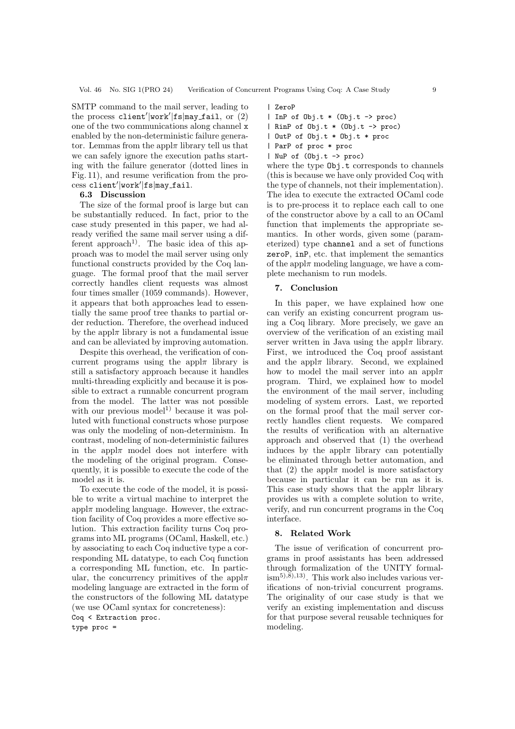SMTP command to the mail server, leading to the process `client′|work′|fs|may_fail`, or (2) one of the two communications along channel `x` enabled by the non-deterministic failure generator. Lemmas from the appl$\pi$ library tell us that we can safely ignore the execution paths starting with the failure generator (dotted lines in Fig. 11), and resume verification from the process `client′|work′|fs|may_fail`.

### 6.3 Discussion

The size of the formal proof is large but can be substantially reduced. In fact, prior to the case study presented in this paper, we had already verified the same mail server using a different approach[1]. The basic idea of this approach was to model the mail server using only functional constructs provided by the Coq language. The formal proof that the mail server correctly handles client requests was almost four times smaller (1059 commands). However, it appears that both approaches lead to essentially the same proof tree thanks to partial order reduction. Therefore, the overhead induced by the appl$\pi$ library is not a fundamental issue and can be alleviated by improving automation.

Despite this overhead, the verification of concurrent programs using the appl$\pi$ library is still a satisfactory approach because it handles multi-threading explicitly and because it is possible to extract a runnable concurrent program from the model. The latter was not possible with our previous model[1] because it was polluted with functional constructs whose purpose was only the modeling of non-determinism. In contrast, modeling of non-deterministic failures in the appl$\pi$ model does not interfere with the modeling of the original program. Consequently, it is possible to execute the code of the model as it is.

To execute the code of the model, it is possible to write a virtual machine to interpret the appl$\pi$ modeling language. However, the extraction facility of Coq provides a more effective solution. This extraction facility turns Coq programs into ML programs (OCaml, Haskell, etc.) by associating to each Coq inductive type a corresponding ML datatype, to each Coq function a corresponding ML function, etc. In particular, the concurrency primitives of the appl$\pi$ modeling language are extracted in the form of the constructors of the following ML datatype (we use OCaml syntax for concreteness):

```
Coq < Extraction proc.
type proc =
| ZeroP
| InP of Obj.t * (Obj.t -> proc)
| RinP of Obj.t * (Obj.t -> proc)
| OutP of Obj.t * Obj.t * proc
| ParP of proc * proc
| NuP of (Obj.t -> proc)
```

where the type `Obj.t` corresponds to channels (this is because we have only provided Coq with the type of channels, not their implementation). The idea to execute the extracted OCaml code is to pre-process it to replace each call to one of the constructor above by a call to an OCaml function that implements the appropriate semantics. In other words, given some (parameterized) type `channel` and a set of functions `zeroP`, `inP`, etc. that implement the semantics of the appl$\pi$ modeling language, we have a complete mechanism to run models.

## 7. Conclusion

In this paper, we have explained how one can verify an existing concurrent program using a Coq library. More precisely, we gave an overview of the verification of an existing mail server written in Java using the appl$\pi$ library. First, we introduced the Coq proof assistant and the appl$\pi$ library. Second, we explained how to model the mail server into an appl$\pi$ program. Third, we explained how to model the environment of the mail server, including modeling of system errors. Last, we reported on the formal proof that the mail server correctly handles client requests. We compared the results of verification with an alternative approach and observed that (1) the overhead induces by the appl$\pi$ library can potentially be eliminated through better automation, and that (2) the appl$\pi$ model is more satisfactory because in particular it can be run as it is. This case study shows that the appl$\pi$ library provides us with a complete solution to write, verify, and run concurrent programs in the Coq interface.

## 8. Related Work

The issue of verification of concurrent programs in proof assistants has been addressed through formalization of the UNITY formalism[5),8),13)]. This work also includes various verifications of non-trivial concurrent programs. The originality of our case study is that we verify an existing implementation and discuss for that purpose several reusable techniques for modeling.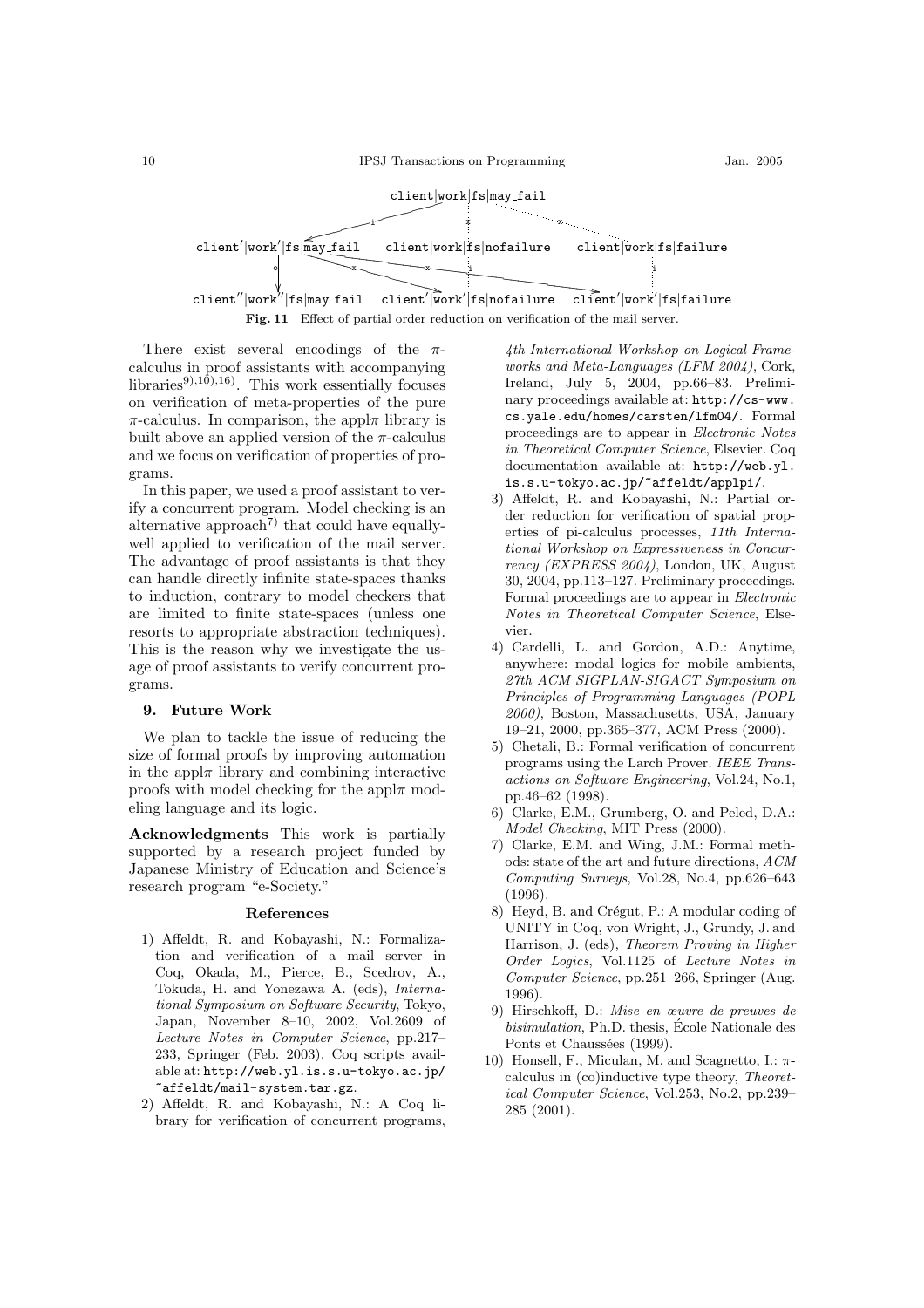client|work|fs|may_fail

client′|work′|fs|may_fail    client|work|fs|nofailure    client|work|fs|failure

client″|work″|fs|may_fail    client′|work′|fs|nofailure    client′|work′|fs|failure

**Fig. 11** Effect of partial order reduction on verification of the mail server.

There exist several encodings of the $\pi$-calculus in proof assistants with accompanying libraries[9),10),16)]. This work essentially focuses on verification of meta-properties of the pure $\pi$-calculus. In comparison, the appl$\pi$ library is built above an applied version of the $\pi$-calculus and we focus on verification of properties of programs.

In this paper, we used a proof assistant to verify a concurrent program. Model checking is an alternative approach[7)] that could have equally-well applied to verification of the mail server. The advantage of proof assistants is that they can handle directly infinite state-spaces thanks to induction, contrary to model checkers that are limited to finite state-spaces (unless one resorts to appropriate abstraction techniques). This is the reason why we investigate the usage of proof assistants to verify concurrent programs.

## 9. Future Work

We plan to tackle the issue of reducing the size of formal proofs by improving automation in the appl$\pi$ library and combining interactive proofs with model checking for the appl$\pi$ modeling language and its logic.

**Acknowledgments** This work is partially supported by a research project funded by Japanese Ministry of Education and Science's research program "e-Society."

### References

1) Affeldt, R. and Kobayashi, N.: Formalization and verification of a mail server in Coq, Okada, M., Pierce, B., Scedrov, A., Tokuda, H. and Yonezawa A. (eds), *International Symposium on Software Security*, Tokyo, Japan, November 8–10, 2002, Vol.2609 of *Lecture Notes in Computer Science*, pp.217–233, Springer (Feb. 2003). Coq scripts available at: `http://web.yl.is.s.u-tokyo.ac.jp/~affeldt/mail-system.tar.gz`.
2) Affeldt, R. and Kobayashi, N.: A Coq library for verification of concurrent programs, *4th International Workshop on Logical Frameworks and Meta-Languages (LFM 2004)*, Cork, Ireland, July 5, 2004, pp.66–83. Preliminary proceedings available at: `http://cs-www.cs.yale.edu/homes/carsten/lfm04/`. Formal proceedings are to appear in *Electronic Notes in Theoretical Computer Science*, Elsevier. Coq documentation available at: `http://web.yl.is.s.u-tokyo.ac.jp/~affeldt/applpi/`.
3) Affeldt, R. and Kobayashi, N.: Partial order reduction for verification of spatial properties of pi-calculus processes, *11th International Workshop on Expressiveness in Concurrency (EXPRESS 2004)*, London, UK, August 30, 2004, pp.113–127. Preliminary proceedings. Formal proceedings are to appear in *Electronic Notes in Theoretical Computer Science*, Elsevier.
4) Cardelli, L. and Gordon, A.D.: Anytime, anywhere: modal logics for mobile ambients, *27th ACM SIGPLAN-SIGACT Symposium on Principles of Programming Languages (POPL 2000)*, Boston, Massachusetts, USA, January 19–21, 2000, pp.365–377, ACM Press (2000).
5) Chetali, B.: Formal verification of concurrent programs using the Larch Prover. *IEEE Transactions on Software Engineering*, Vol.24, No.1, pp.46–62 (1998).
6) Clarke, E.M., Grumberg, O. and Peled, D.A.: *Model Checking*, MIT Press (2000).
7) Clarke, E.M. and Wing, J.M.: Formal methods: state of the art and future directions, *ACM Computing Surveys*, Vol.28, No.4, pp.626–643 (1996).
8) Heyd, B. and Crégut, P.: A modular coding of UNITY in Coq, von Wright, J., Grundy, J. and Harrison, J. (eds), *Theorem Proving in Higher Order Logics*, Vol.1125 of *Lecture Notes in Computer Science*, pp.251–266, Springer (Aug. 1996).
9) Hirschkoff, D.: *Mise en œuvre de preuves de bisimulation*, Ph.D. thesis, École Nationale des Ponts et Chaussées (1999).
10) Honsell, F., Miculan, M. and Scagnetto, I.: $\pi$-calculus in (co)inductive type theory, *Theoretical Computer Science*, Vol.253, No.2, pp.239–285 (2001).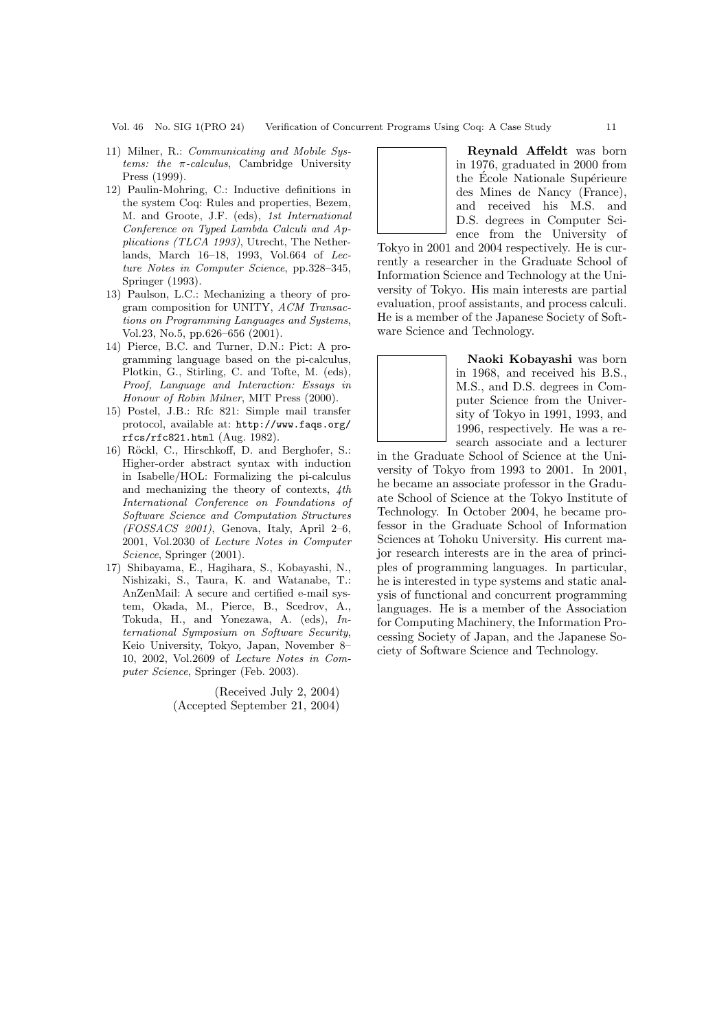11) Milner, R.: *Communicating and Mobile Systems: the π-calculus*, Cambridge University Press (1999).

12) Paulin-Mohring, C.: Inductive definitions in the system Coq: Rules and properties, Bezem, M. and Groote, J.F. (eds), *1st International Conference on Typed Lambda Calculi and Applications (TLCA 1993)*, Utrecht, The Netherlands, March 16–18, 1993, Vol.664 of *Lecture Notes in Computer Science*, pp.328–345, Springer (1993).

13) Paulson, L.C.: Mechanizing a theory of program composition for UNITY, *ACM Transactions on Programming Languages and Systems*, Vol.23, No.5, pp.626–656 (2001).

14) Pierce, B.C. and Turner, D.N.: Pict: A programming language based on the pi-calculus, Plotkin, G., Stirling, C. and Tofte, M. (eds), *Proof, Language and Interaction: Essays in Honour of Robin Milner*, MIT Press (2000).

15) Postel, J.B.: Rfc 821: Simple mail transfer protocol, available at: `http://www.faqs.org/rfcs/rfc821.html` (Aug. 1982).

16) Röckl, C., Hirschkoff, D. and Berghofer, S.: Higher-order abstract syntax with induction in Isabelle/HOL: Formalizing the pi-calculus and mechanizing the theory of contexts, *4th International Conference on Foundations of Software Science and Computation Structures (FOSSACS 2001)*, Genova, Italy, April 2–6, 2001, Vol.2030 of *Lecture Notes in Computer Science*, Springer (2001).

17) Shibayama, E., Hagihara, S., Kobayashi, N., Nishizaki, S., Taura, K. and Watanabe, T.: AnZenMail: A secure and certified e-mail system, Okada, M., Pierce, B., Scedrov, A., Tokuda, H., and Yonezawa, A. (eds), *International Symposium on Software Security*, Keio University, Tokyo, Japan, November 8–10, 2002, Vol.2609 of *Lecture Notes in Computer Science*, Springer (Feb. 2003).

(Received July 2, 2004)
(Accepted September 21, 2004)

**Reynald Affeldt** was born in 1976, graduated in 2000 from the École Nationale Supérieure des Mines de Nancy (France), and received his M.S. and D.S. degrees in Computer Science from the University of Tokyo in 2001 and 2004 respectively. He is currently a researcher in the Graduate School of Information Science and Technology at the University of Tokyo. His main interests are partial evaluation, proof assistants, and process calculi. He is a member of the Japanese Society of Software Science and Technology.

**Naoki Kobayashi** was born in 1968, and received his B.S., M.S., and D.S. degrees in Computer Science from the University of Tokyo in 1991, 1993, and 1996, respectively. He was a research associate and a lecturer in the Graduate School of Science at the University of Tokyo from 1993 to 2001. In 2001, he became an associate professor in the Graduate School of Science at the Tokyo Institute of Technology. In October 2004, he became professor in the Graduate School of Information Sciences at Tohoku University. His current major research interests are in the area of principles of programming languages. In particular, he is interested in type systems and static analysis of functional and concurrent programming languages. He is a member of the Association for Computing Machinery, the Information Processing Society of Japan, and the Japanese Society of Software Science and Technology.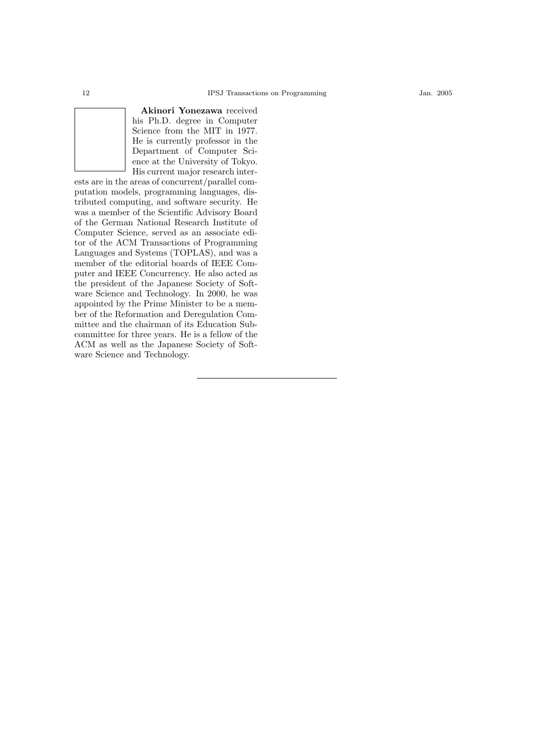**Akinori Yonezawa** received his Ph.D. degree in Computer Science from the MIT in 1977. He is currently professor in the Department of Computer Science at the University of Tokyo. His current major research interests are in the areas of concurrent/parallel computation models, programming languages, distributed computing, and software security. He was a member of the Scientific Advisory Board of the German National Research Institute of Computer Science, served as an associate editor of the ACM Transactions of Programming Languages and Systems (TOPLAS), and was a member of the editorial boards of IEEE Computer and IEEE Concurrency. He also acted as the president of the Japanese Society of Software Science and Technology. In 2000, he was appointed by the Prime Minister to be a member of the Reformation and Deregulation Committee and the chairman of its Education Subcommittee for three years. He is a fellow of the ACM as well as the Japanese Society of Software Science and Technology.